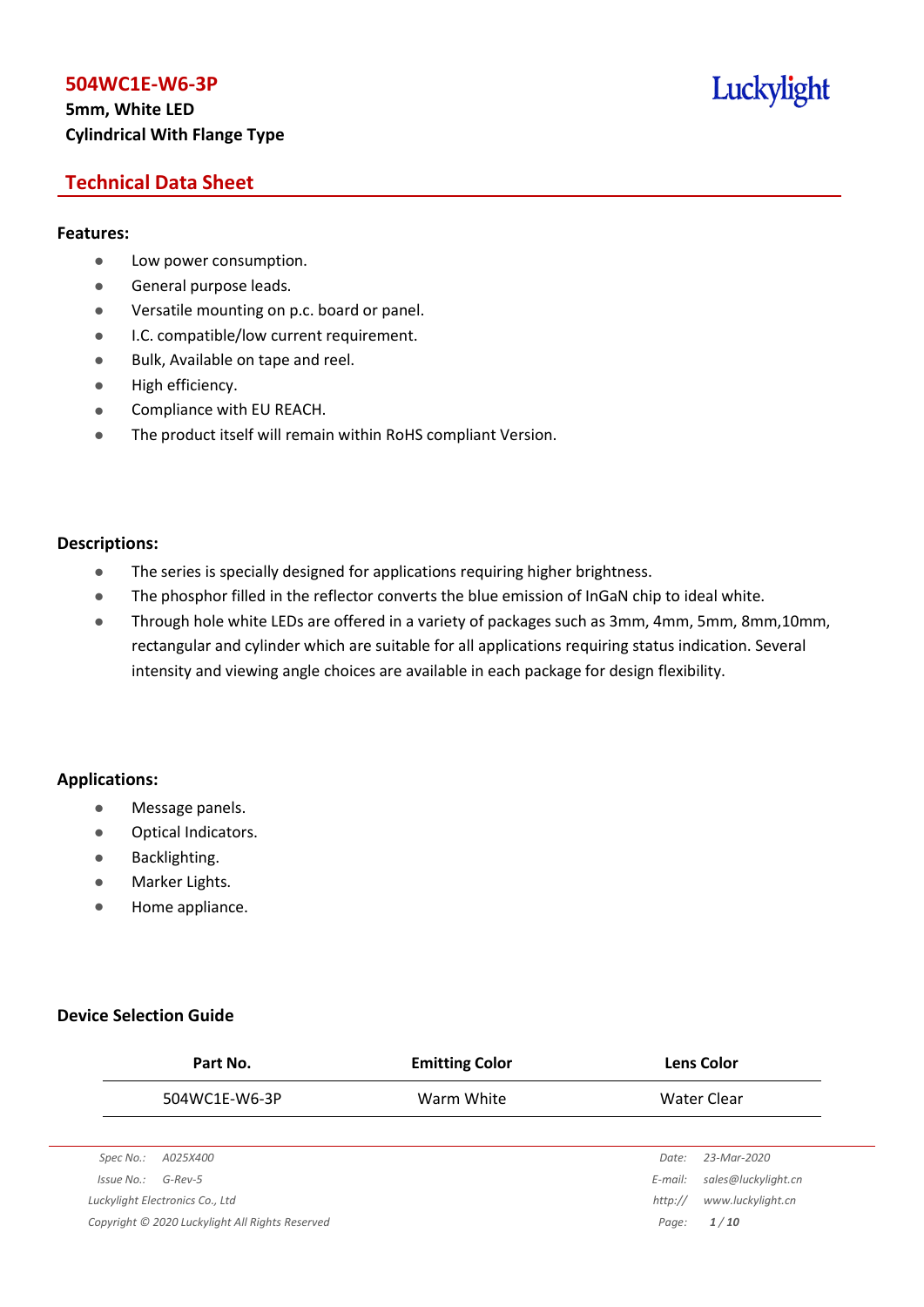# 504WC1E-W6-3P

**5mm, White LED**
**Cylindrical With Flange Type**

Luckylight

## Technical Data Sheet

### Features:

- Low power consumption.
- General purpose leads.
- Versatile mounting on p.c. board or panel.
- I.C. compatible/low current requirement.
- Bulk, Available on tape and reel.
- High efficiency.
- Compliance with EU REACH.
- The product itself will remain within RoHS compliant Version.

### Descriptions:

- The series is specially designed for applications requiring higher brightness.
- The phosphor filled in the reflector converts the blue emission of InGaN chip to ideal white.
- Through hole white LEDs are offered in a variety of packages such as 3mm, 4mm, 5mm, 8mm,10mm, rectangular and cylinder which are suitable for all applications requiring status indication. Several intensity and viewing angle choices are available in each package for design flexibility.

### Applications:

- Message panels.
- Optical Indicators.
- Backlighting.
- Marker Lights.
- Home appliance.

### Device Selection Guide

| Part No. | Emitting Color | Lens Color |
|---|---|---|
| 504WC1E-W6-3P | Warm White | Water Clear |

Spec No.: A025X400
Issue No.: G-Rev-5
Luckylight Electronics Co., Ltd
Copyright © 2020 Luckylight All Rights Reserved

Date: 23-Mar-2020
E-mail: sales@luckylight.cn
http:// www.luckylight.cn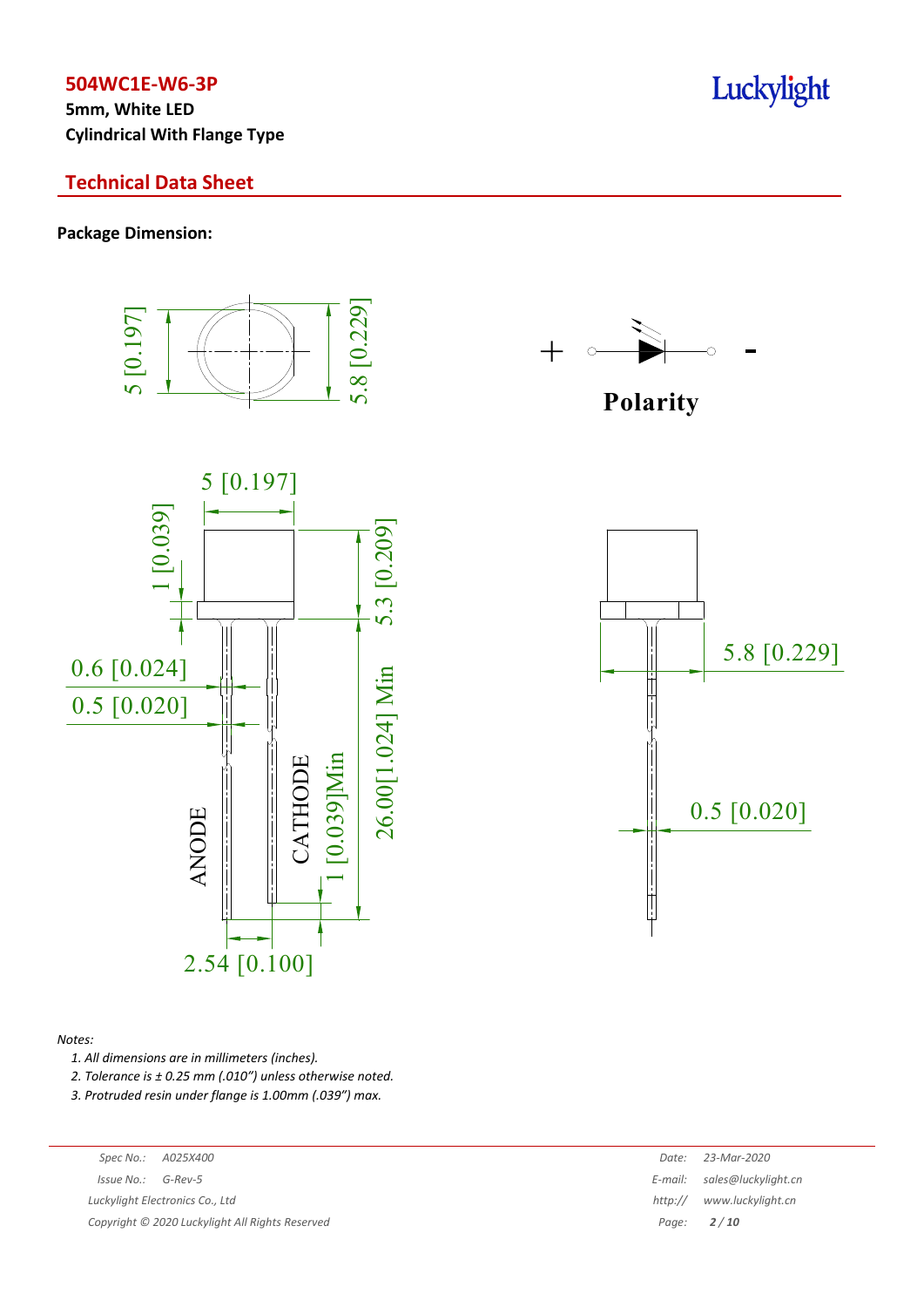## Technical Data Sheet

### Package Dimension:

5 [0.197]

5.8 [0.229]

Polarity

5 [0.197]

1 [0.039]

5.3 [0.209]

0.6 [0.024]

0.5 [0.020]

ANODE

CATHODE

1 [0.039]Min

26.00[1.024] Min

2.54 [0.100]

5.8 [0.229]

0.5 [0.020]

*Notes:*

1. *All dimensions are in millimeters (inches).*
2. *Tolerance is ± 0.25 mm (.010") unless otherwise noted.*
3. *Protruded resin under flange is 1.00mm (.039") max.*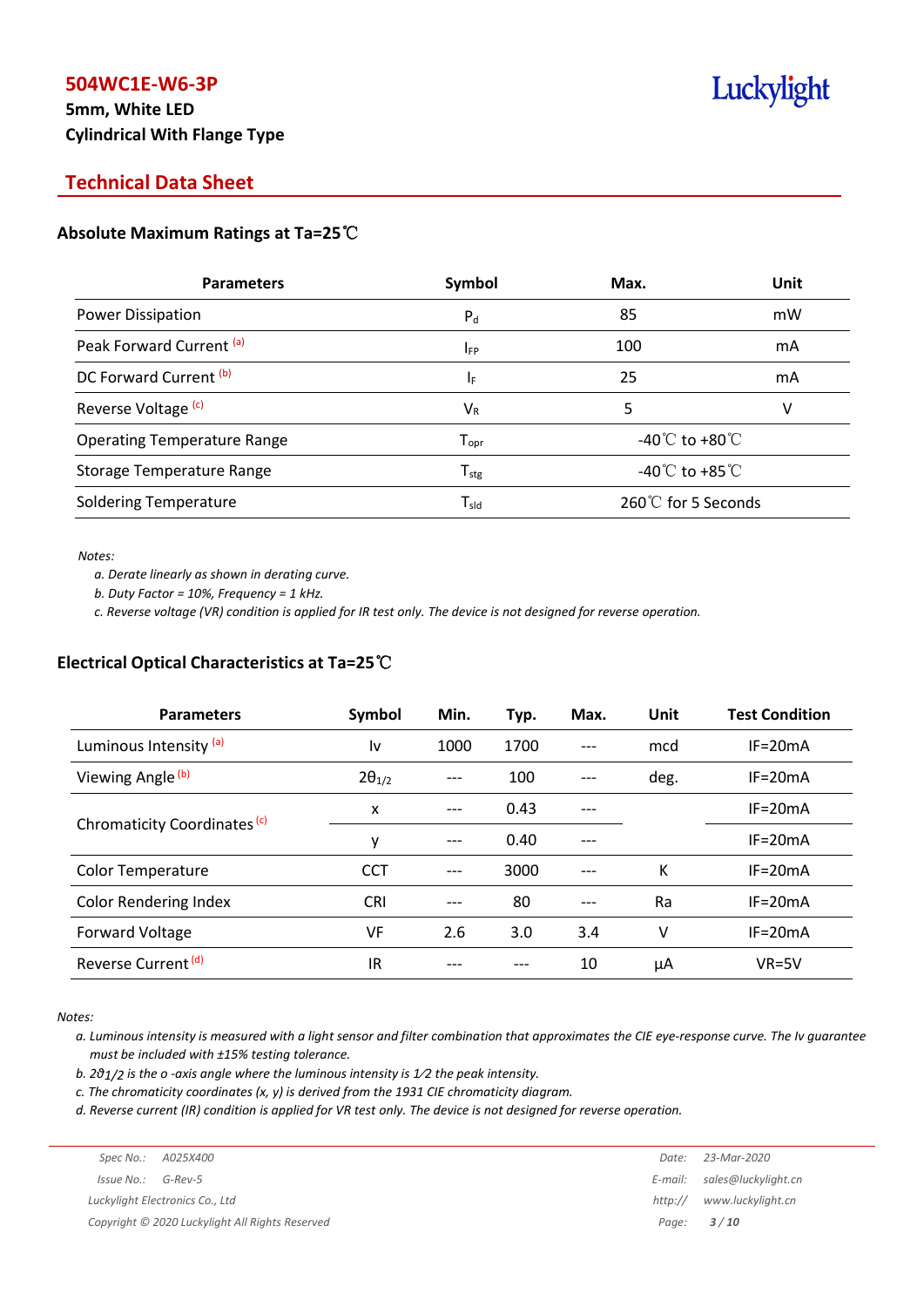# 504WC1E-W6-3P

**5mm, White LED**

**Cylindrical With Flange Type**

## Technical Data Sheet

### Absolute Maximum Ratings at Ta=25℃

| Parameters | Symbol | Max. | Unit |
|---|---|---|---|
| Power Dissipation | $P_d$ | 85 | mW |
| Peak Forward Current [(a)] | $I_{FP}$ | 100 | mA |
| DC Forward Current [(b)] | $I_F$ | 25 | mA |
| Reverse Voltage [(c)] | $V_R$ | 5 | V |
| Operating Temperature Range | $T_{opr}$ | -40℃ to +80℃ | |
| Storage Temperature Range | $T_{stg}$ | -40℃ to +85℃ | |
| Soldering Temperature | $T_{sld}$ | 260℃ for 5 Seconds | |

*Notes:*

*a. Derate linearly as shown in derating curve.*

*b. Duty Factor = 10%, Frequency = 1 kHz.*

*c. Reverse voltage (VR) condition is applied for IR test only. The device is not designed for reverse operation.*

### Electrical Optical Characteristics at Ta=25℃

| Parameters | Symbol | Min. | Typ. | Max. | Unit | Test Condition |
|---|---|---|---|---|---|---|
| Luminous Intensity [(a)] | Iv | 1000 | 1700 | --- | mcd | IF=20mA |
| Viewing Angle [(b)] | $2\theta_{1/2}$ | --- | 100 | --- | deg. | IF=20mA |
| Chromaticity Coordinates [(c)] | x | --- | 0.43 | --- | | IF=20mA |
| | y | --- | 0.40 | --- | | IF=20mA |
| Color Temperature | CCT | --- | 3000 | --- | K | IF=20mA |
| Color Rendering Index | CRI | --- | 80 | --- | Ra | IF=20mA |
| Forward Voltage | VF | 2.6 | 3.0 | 3.4 | V | IF=20mA |
| Reverse Current [(d)] | IR | --- | --- | 10 | μA | VR=5V |

*Notes:*

*a. Luminous intensity is measured with a light sensor and filter combination that approximates the CIE eye-response curve. The Iv guarantee must be included with ±15% testing tolerance.*

*b. $2\theta_{1/2}$ is the o -axis angle where the luminous intensity is 1⁄2 the peak intensity.*

*c. The chromaticity coordinates (x, y) is derived from the 1931 CIE chromaticity diagram.*

*d. Reverse current (IR) condition is applied for VR test only. The device is not designed for reverse operation.*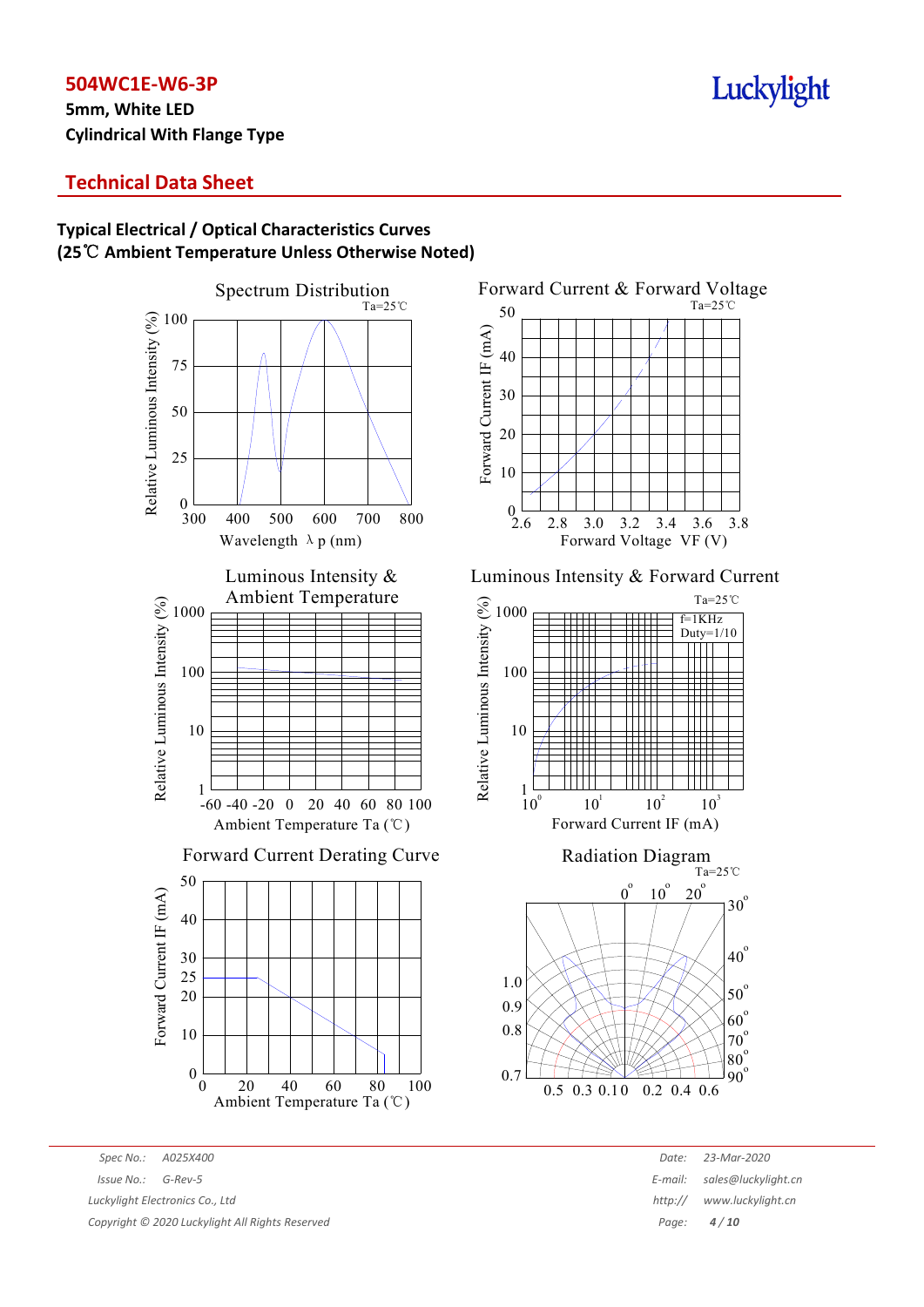# 504WC1E-W6-3P

**5mm, White LED**

**Cylindrical With Flange Type**

## Technical Data Sheet

### Typical Electrical / Optical Characteristics Curves
### (25℃ Ambient Temperature Unless Otherwise Noted)

Spectrum Distribution (Ta=25℃)
Relative Luminous Intensity (%) vs. Wavelength λp (nm)

Forward Current & Forward Voltage (Ta=25℃)
Forward Current IF (mA) vs. Forward Voltage VF (V)

Luminous Intensity & Ambient Temperature
Relative Luminous Intensity (%) vs. Ambient Temperature Ta (℃)

Luminous Intensity & Forward Current (Ta=25℃, f=1KHz, Duty=1/10)
Relative Luminous Intensity (%) vs. Forward Current IF (mA)

Forward Current Derating Curve
Forward Current IF (mA) vs. Ambient Temperature Ta (℃)

Radiation Diagram (Ta=25℃)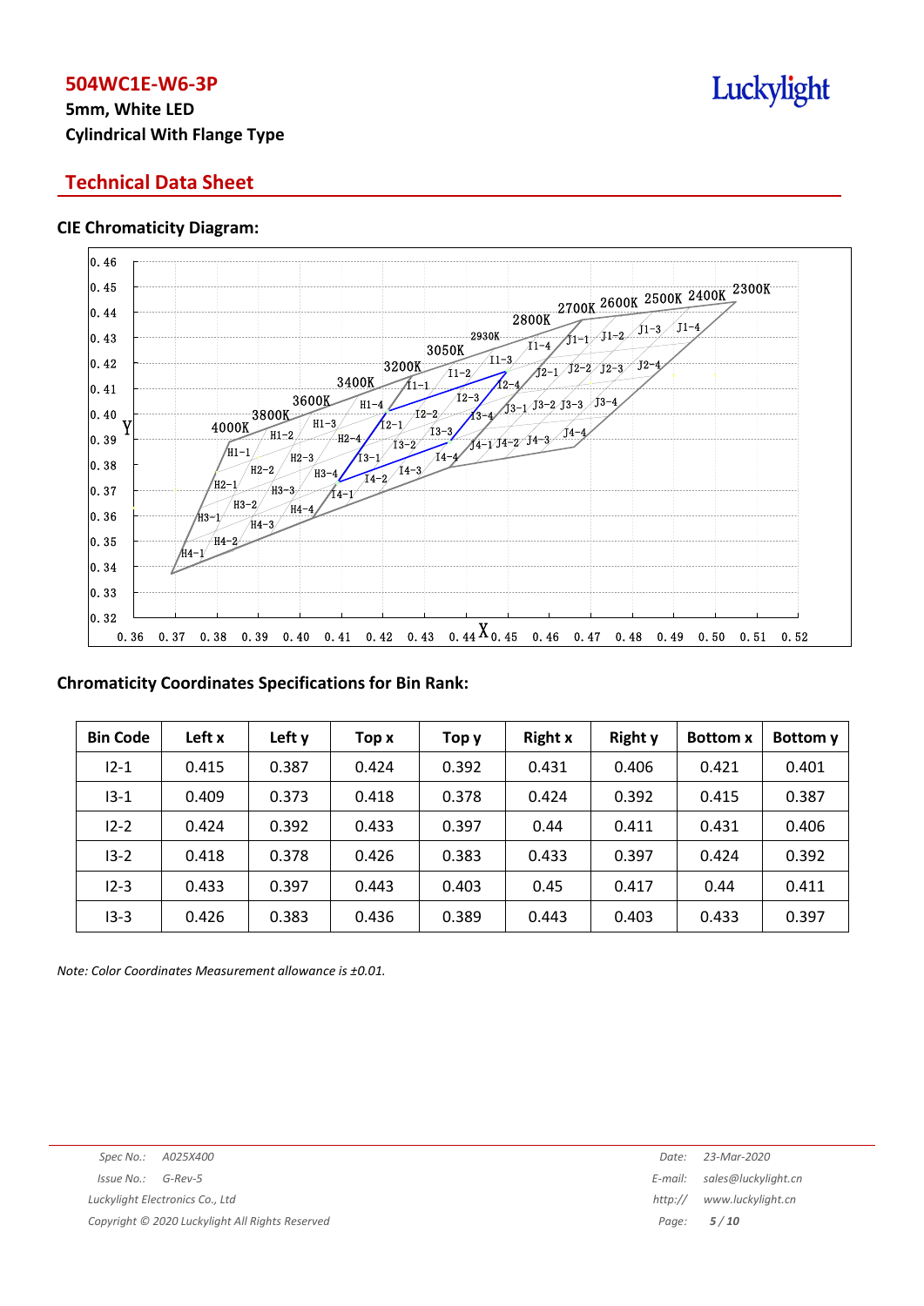## Technical Data Sheet

### CIE Chromaticity Diagram:

### Chromaticity Coordinates Specifications for Bin Rank:

| Bin Code | Left x | Left y | Top x | Top y | Right x | Right y | Bottom x | Bottom y |
|---|---|---|---|---|---|---|---|---|
| I2-1 | 0.415 | 0.387 | 0.424 | 0.392 | 0.431 | 0.406 | 0.421 | 0.401 |
| I3-1 | 0.409 | 0.373 | 0.418 | 0.378 | 0.424 | 0.392 | 0.415 | 0.387 |
| I2-2 | 0.424 | 0.392 | 0.433 | 0.397 | 0.44 | 0.411 | 0.431 | 0.406 |
| I3-2 | 0.418 | 0.378 | 0.426 | 0.383 | 0.433 | 0.397 | 0.424 | 0.392 |
| I2-3 | 0.433 | 0.397 | 0.443 | 0.403 | 0.45 | 0.417 | 0.44 | 0.411 |
| I3-3 | 0.426 | 0.383 | 0.436 | 0.389 | 0.443 | 0.403 | 0.433 | 0.397 |

*Note: Color Coordinates Measurement allowance is ±0.01.*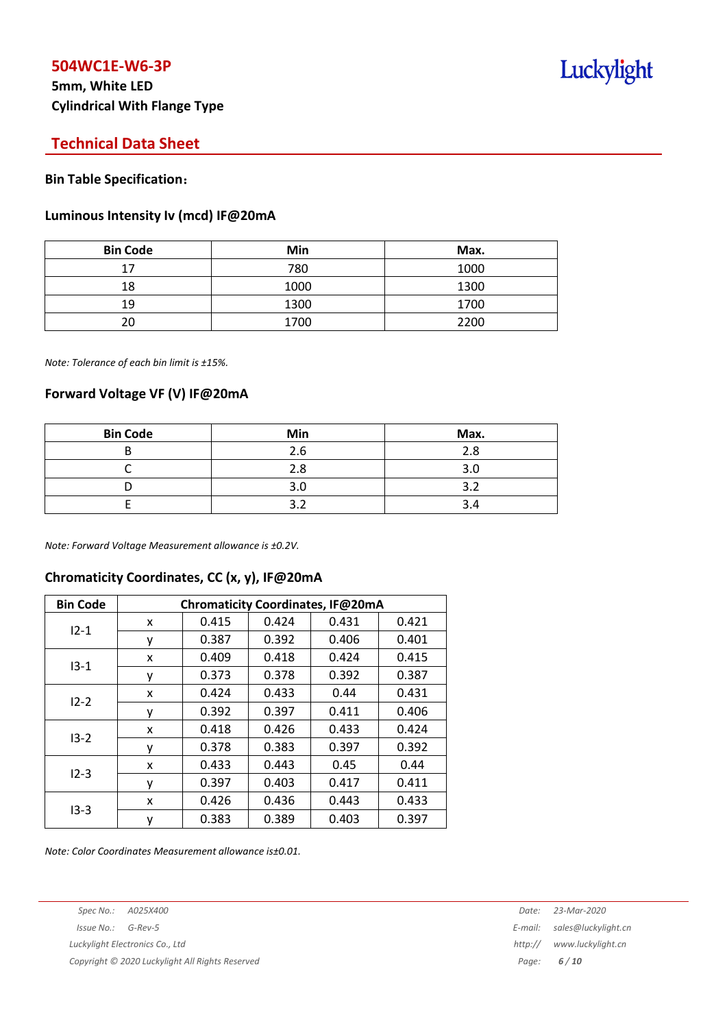**504WC1E-W6-3P**

**5mm, White LED**

**Cylindrical With Flange Type**

## Technical Data Sheet

### Bin Table Specification：

### Luminous Intensity Iv (mcd) IF@20mA

| Bin Code | Min | Max. |
|---|---|---|
| 17 | 780 | 1000 |
| 18 | 1000 | 1300 |
| 19 | 1300 | 1700 |
| 20 | 1700 | 2200 |

*Note: Tolerance of each bin limit is ±15%.*

### Forward Voltage VF (V) IF@20mA

| Bin Code | Min | Max. |
|---|---|---|
| B | 2.6 | 2.8 |
| C | 2.8 | 3.0 |
| D | 3.0 | 3.2 |
| E | 3.2 | 3.4 |

*Note: Forward Voltage Measurement allowance is ±0.2V.*

### Chromaticity Coordinates, CC (x, y), IF@20mA

| Bin Code | Chromaticity Coordinates, IF@20mA | | | | |
|---|---|---|---|---|---|
| I2-1 | x | 0.415 | 0.424 | 0.431 | 0.421 |
| | y | 0.387 | 0.392 | 0.406 | 0.401 |
| I3-1 | x | 0.409 | 0.418 | 0.424 | 0.415 |
| | y | 0.373 | 0.378 | 0.392 | 0.387 |
| I2-2 | x | 0.424 | 0.433 | 0.44 | 0.431 |
| | y | 0.392 | 0.397 | 0.411 | 0.406 |
| I3-2 | x | 0.418 | 0.426 | 0.433 | 0.424 |
| | y | 0.378 | 0.383 | 0.397 | 0.392 |
| I2-3 | x | 0.433 | 0.443 | 0.45 | 0.44 |
| | y | 0.397 | 0.403 | 0.417 | 0.411 |
| I3-3 | x | 0.426 | 0.436 | 0.443 | 0.433 |
| | y | 0.383 | 0.389 | 0.403 | 0.397 |

*Note: Color Coordinates Measurement allowance is±0.01.*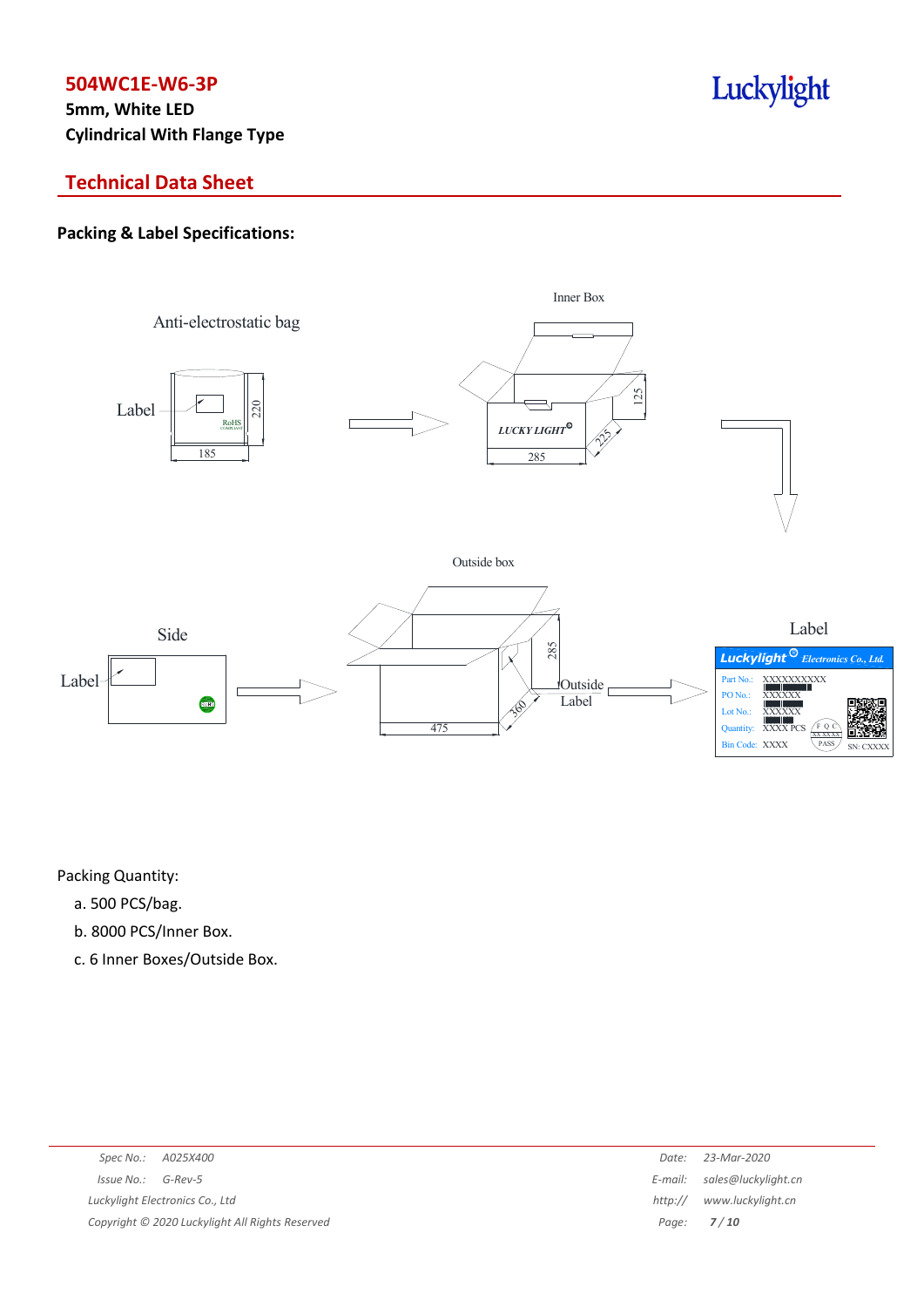# 504WC1E-W6-3P

**5mm, White LED**

**Cylindrical With Flange Type**

## Technical Data Sheet

### Packing & Label Specifications:

Anti-electrostatic bag

Label

185

220

Inner Box

LUCKY LIGHT

285

225

125

Outside box

Side

Label

475

360

285

Outside Label

Label

Luckylight Electronics Co., Ltd.

Part No.: XXXXXXXXXX

PO No.: XXXXXX

Lot No.: XXXXXX

Quantity: XXXX PCS

Bin Code: XXXX

SN: CXXXX

Packing Quantity:

a. 500 PCS/bag.

b. 8000 PCS/Inner Box.

c. 6 Inner Boxes/Outside Box.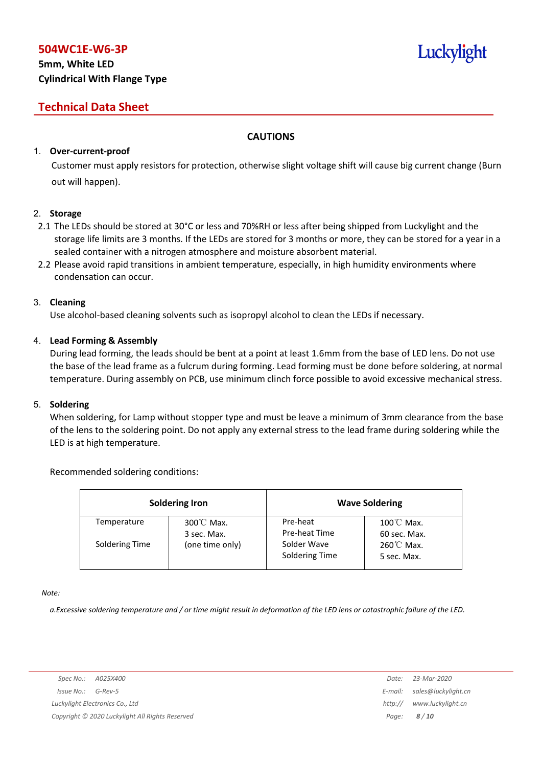## CAUTIONS

1. **Over-current-proof**

   Customer must apply resistors for protection, otherwise slight voltage shift will cause big current change (Burn out will happen).

2. **Storage**

   2.1 The LEDs should be stored at 30°C or less and 70%RH or less after being shipped from Luckylight and the storage life limits are 3 months. If the LEDs are stored for 3 months or more, they can be stored for a year in a sealed container with a nitrogen atmosphere and moisture absorbent material.

   2.2 Please avoid rapid transitions in ambient temperature, especially, in high humidity environments where condensation can occur.

3. **Cleaning**

   Use alcohol-based cleaning solvents such as isopropyl alcohol to clean the LEDs if necessary.

4. **Lead Forming & Assembly**

   During lead forming, the leads should be bent at a point at least 1.6mm from the base of LED lens. Do not use the base of the lead frame as a fulcrum during forming. Lead forming must be done before soldering, at normal temperature. During assembly on PCB, use minimum clinch force possible to avoid excessive mechanical stress.

5. **Soldering**

   When soldering, for Lamp without stopper type and must be leave a minimum of 3mm clearance from the base of the lens to the soldering point. Do not apply any external stress to the lead frame during soldering while the LED is at high temperature.

   Recommended soldering conditions:

| Soldering Iron | | Wave Soldering | |
|---|---|---|---|
| Temperature<br>Soldering Time | 300℃ Max.<br>3 sec. Max.<br>(one time only) | Pre-heat<br>Pre-heat Time<br>Solder Wave<br>Soldering Time | 100℃ Max.<br>60 sec. Max.<br>260℃ Max.<br>5 sec. Max. |

*Note:*

*a.Excessive soldering temperature and / or time might result in deformation of the LED lens or catastrophic failure of the LED.*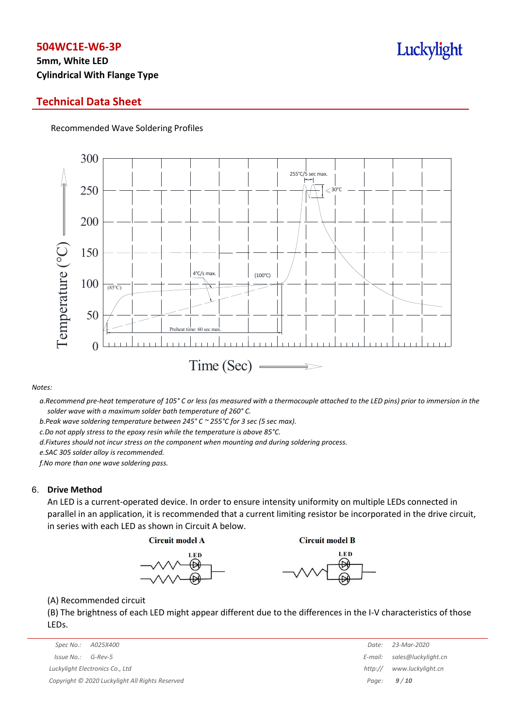Recommended Wave Soldering Profiles

*Notes:*

*a.Recommend pre-heat temperature of 105° C or less (as measured with a thermocouple attached to the LED pins) prior to immersion in the solder wave with a maximum solder bath temperature of 260° C.*

*b.Peak wave soldering temperature between 245° C ~ 255°C for 3 sec (5 sec max).*

*c.Do not apply stress to the epoxy resin while the temperature is above 85°C.*

*d.Fixtures should not incur stress on the component when mounting and during soldering process.*

*e.SAC 305 solder alloy is recommended.*

*f.No more than one wave soldering pass.*

## 6. Drive Method

An LED is a current-operated device. In order to ensure intensity uniformity on multiple LEDs connected in parallel in an application, it is recommended that a current limiting resistor be incorporated in the drive circuit, in series with each LED as shown in Circuit A below.

(A) Recommended circuit

(B) The brightness of each LED might appear different due to the differences in the I-V characteristics of those LEDs.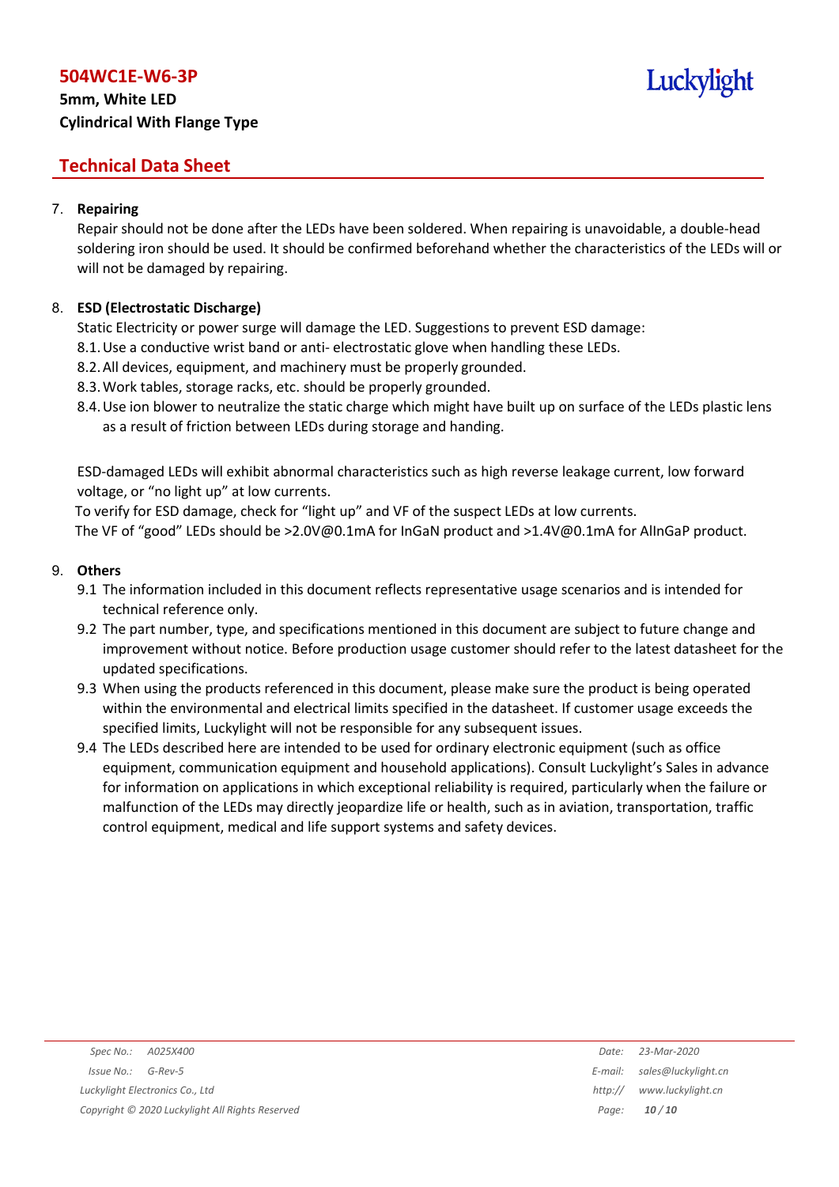7. **Repairing**

   Repair should not be done after the LEDs have been soldered. When repairing is unavoidable, a double-head soldering iron should be used. It should be confirmed beforehand whether the characteristics of the LEDs will or will not be damaged by repairing.

8. **ESD (Electrostatic Discharge)**

   Static Electricity or power surge will damage the LED. Suggestions to prevent ESD damage:

   8.1. Use a conductive wrist band or anti- electrostatic glove when handling these LEDs.
   8.2. All devices, equipment, and machinery must be properly grounded.
   8.3. Work tables, storage racks, etc. should be properly grounded.
   8.4. Use ion blower to neutralize the static charge which might have built up on surface of the LEDs plastic lens as a result of friction between LEDs during storage and handing.

   ESD-damaged LEDs will exhibit abnormal characteristics such as high reverse leakage current, low forward voltage, or "no light up" at low currents.
   To verify for ESD damage, check for "light up" and VF of the suspect LEDs at low currents.
   The VF of "good" LEDs should be >2.0V@0.1mA for InGaN product and >1.4V@0.1mA for AlInGaP product.

9. **Others**

   9.1 The information included in this document reflects representative usage scenarios and is intended for technical reference only.
   9.2 The part number, type, and specifications mentioned in this document are subject to future change and improvement without notice. Before production usage customer should refer to the latest datasheet for the updated specifications.
   9.3 When using the products referenced in this document, please make sure the product is being operated within the environmental and electrical limits specified in the datasheet. If customer usage exceeds the specified limits, Luckylight will not be responsible for any subsequent issues.
   9.4 The LEDs described here are intended to be used for ordinary electronic equipment (such as office equipment, communication equipment and household applications). Consult Luckylight's Sales in advance for information on applications in which exceptional reliability is required, particularly when the failure or malfunction of the LEDs may directly jeopardize life or health, such as in aviation, transportation, traffic control equipment, medical and life support systems and safety devices.